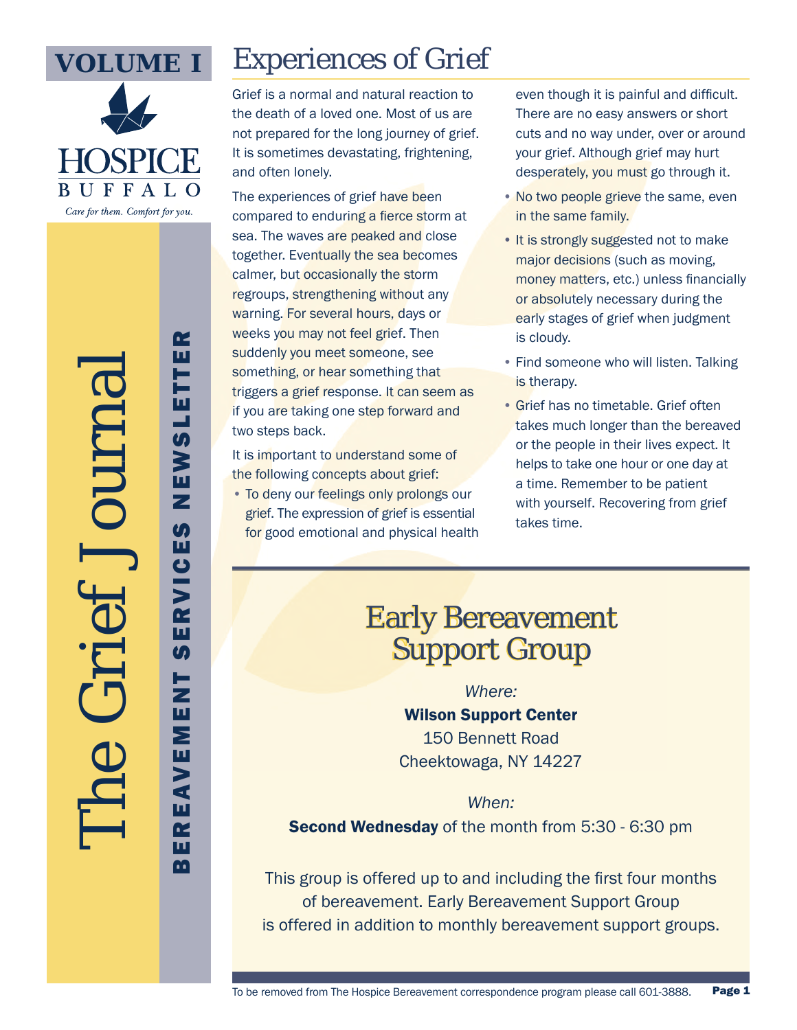VOLUME I

HOSPICE BUFFALO

*Care for them. Comfort for you.*

# The Grief Journal

**BEREAVEMENT SERVICES NEWSLETTER**

## Experiences of Grief

Grief is a normal and natural reaction to the death of a loved one. Most of us are not prepared for the long journey of grief. It is sometimes devastating, frightening, and often lonely.

The experiences of grief have been compared to enduring a fierce storm at sea. The waves are peaked and close together. Eventually the sea becomes calmer, but occasionally the storm regroups, strengthening without any warning. For several hours, days or weeks you may not feel grief. Then suddenly you meet someone, see something, or hear something that triggers a grief response. It can seem as if you are taking one step forward and two steps back.

It is important to understand some of the following concepts about grief:

- To deny our feelings only prolongs our grief. The expression of grief is essential for good emotional and physical health even though it is painful and difficult. There are no easy answers or short cuts and no way under, over or around your grief. Although grief may hurt desperately, you must go through it.
- No two people grieve the same, even in the same family.
- It is strongly suggested not to make major decisions (such as moving, money matters, etc.) unless financially or absolutely necessary during the early stages of grief when judgment is cloudy.
- Find someone who will listen. Talking is therapy.
- Grief has no timetable. Grief often takes much longer than the bereaved or the people in their lives expect. It helps to take one hour or one day at a time. Remember to be patient with yourself. Recovering from grief takes time.

## Early Bereavement Support Group

*Where:*

**Wilson Support Center**
150 Bennett Road
Cheektowaga, NY 14227

*When:*

**Second Wednesday** of the month from 5:30 - 6:30 pm

This group is offered up to and including the first four months of bereavement. Early Bereavement Support Group is offered in addition to monthly bereavement support groups.

To be removed from The Hospice Bereavement correspondence program please call 601-3888.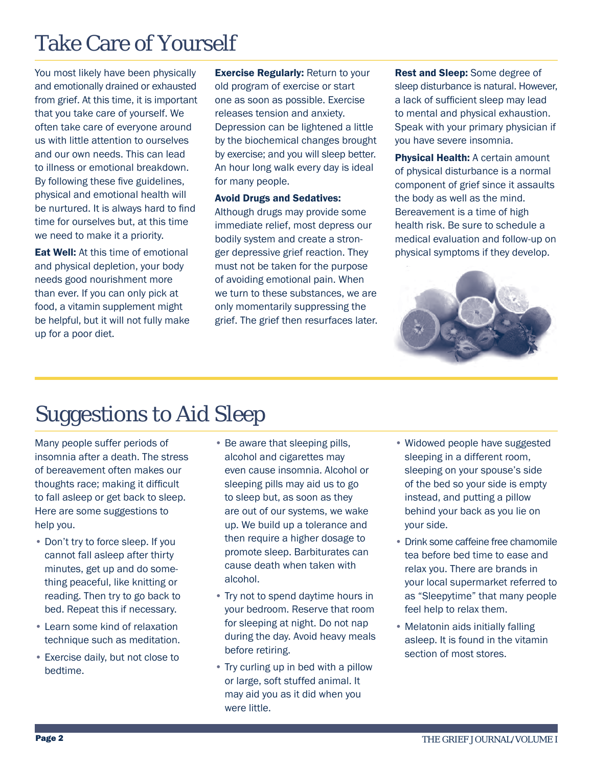# Take Care of Yourself

You most likely have been physically and emotionally drained or exhausted from grief. At this time, it is important that you take care of yourself. We often take care of everyone around us with little attention to ourselves and our own needs. This can lead to illness or emotional breakdown. By following these five guidelines, physical and emotional health will be nurtured. It is always hard to find time for ourselves but, at this time we need to make it a priority.

**Eat Well:** At this time of emotional and physical depletion, your body needs good nourishment more than ever. If you can only pick at food, a vitamin supplement might be helpful, but it will not fully make up for a poor diet.

**Exercise Regularly:** Return to your old program of exercise or start one as soon as possible. Exercise releases tension and anxiety. Depression can be lightened a little by the biochemical changes brought by exercise; and you will sleep better. An hour long walk every day is ideal for many people.

**Avoid Drugs and Sedatives:** Although drugs may provide some immediate relief, most depress our bodily system and create a stronger depressive grief reaction. They must not be taken for the purpose of avoiding emotional pain. When we turn to these substances, we are only momentarily suppressing the grief. The grief then resurfaces later.

**Rest and Sleep:** Some degree of sleep disturbance is natural. However, a lack of sufficient sleep may lead to mental and physical exhaustion. Speak with your primary physician if you have severe insomnia.

**Physical Health:** A certain amount of physical disturbance is a normal component of grief since it assaults the body as well as the mind. Bereavement is a time of high health risk. Be sure to schedule a medical evaluation and follow-up on physical symptoms if they develop.

# Suggestions to Aid Sleep

Many people suffer periods of insomnia after a death. The stress of bereavement often makes our thoughts race; making it difficult to fall asleep or get back to sleep. Here are some suggestions to help you.

- Don't try to force sleep. If you cannot fall asleep after thirty minutes, get up and do something peaceful, like knitting or reading. Then try to go back to bed. Repeat this if necessary.
- Learn some kind of relaxation technique such as meditation.
- Exercise daily, but not close to bedtime.
- Be aware that sleeping pills, alcohol and cigarettes may even cause insomnia. Alcohol or sleeping pills may aid us to go to sleep but, as soon as they are out of our systems, we wake up. We build up a tolerance and then require a higher dosage to promote sleep. Barbiturates can cause death when taken with alcohol.
- Try not to spend daytime hours in your bedroom. Reserve that room for sleeping at night. Do not nap during the day. Avoid heavy meals before retiring.
- Try curling up in bed with a pillow or large, soft stuffed animal. It may aid you as it did when you were little.
- Widowed people have suggested sleeping in a different room, sleeping on your spouse's side of the bed so your side is empty instead, and putting a pillow behind your back as you lie on your side.
- Drink some caffeine free chamomile tea before bed time to ease and relax you. There are brands in your local supermarket referred to as "Sleepytime" that many people feel help to relax them.
- Melatonin aids initially falling asleep. It is found in the vitamin section of most stores.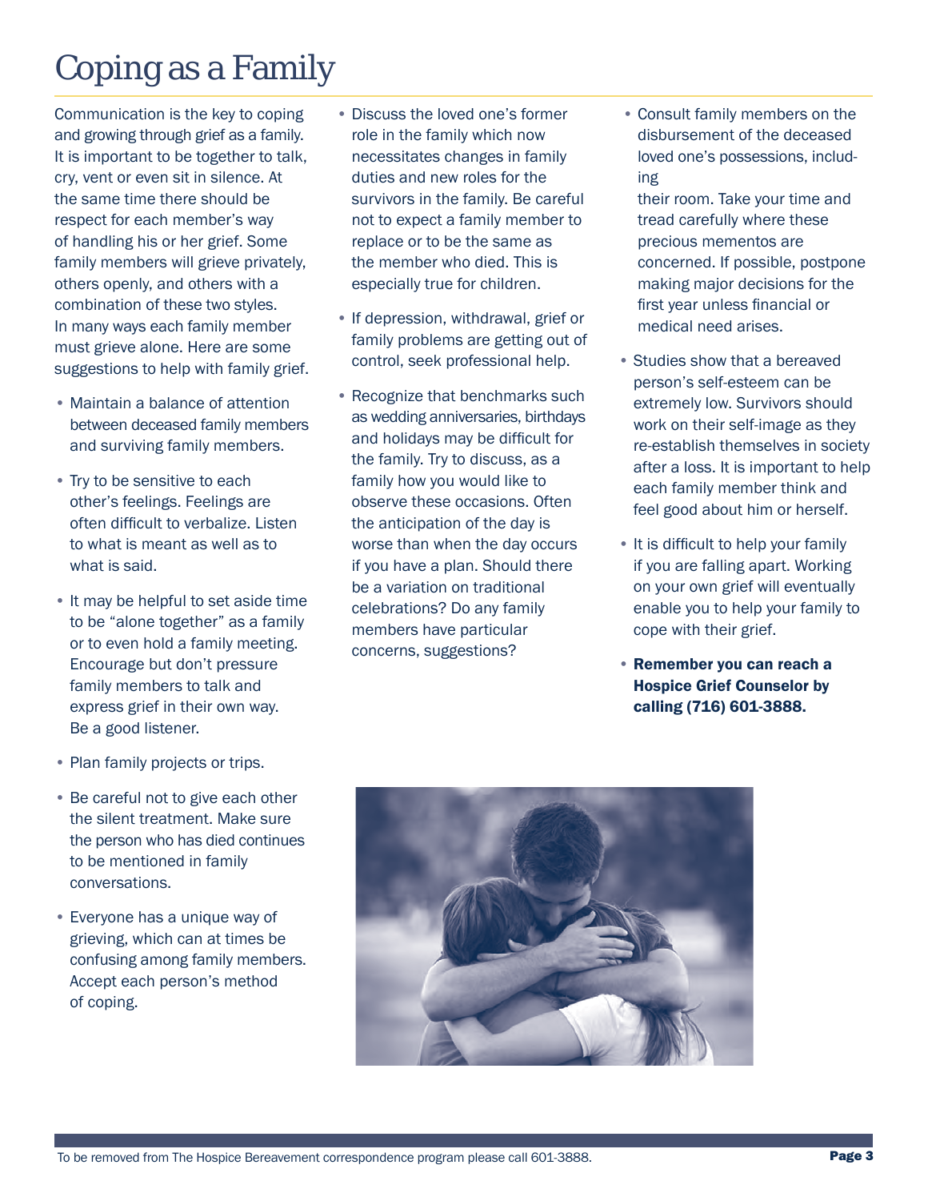# Coping as a Family

Communication is the key to coping and growing through grief as a family. It is important to be together to talk, cry, vent or even sit in silence. At the same time there should be respect for each member's way of handling his or her grief. Some family members will grieve privately, others openly, and others with a combination of these two styles. In many ways each family member must grieve alone. Here are some suggestions to help with family grief.

- Maintain a balance of attention between deceased family members and surviving family members.
- Try to be sensitive to each other's feelings. Feelings are often difficult to verbalize. Listen to what is meant as well as to what is said.
- It may be helpful to set aside time to be "alone together" as a family or to even hold a family meeting. Encourage but don't pressure family members to talk and express grief in their own way. Be a good listener.
- Plan family projects or trips.
- Be careful not to give each other the silent treatment. Make sure the person who has died continues to be mentioned in family conversations.
- Everyone has a unique way of grieving, which can at times be confusing among family members. Accept each person's method of coping.
- Discuss the loved one's former role in the family which now necessitates changes in family duties and new roles for the survivors in the family. Be careful not to expect a family member to replace or to be the same as the member who died. This is especially true for children.
- If depression, withdrawal, grief or family problems are getting out of control, seek professional help.
- Recognize that benchmarks such as wedding anniversaries, birthdays and holidays may be difficult for the family. Try to discuss, as a family how you would like to observe these occasions. Often the anticipation of the day is worse than when the day occurs if you have a plan. Should there be a variation on traditional celebrations? Do any family members have particular concerns, suggestions?
- Consult family members on the disbursement of the deceased loved one's possessions, including their room. Take your time and tread carefully where these precious mementos are concerned. If possible, postpone making major decisions for the first year unless financial or medical need arises.
- Studies show that a bereaved person's self-esteem can be extremely low. Survivors should work on their self-image as they re-establish themselves in society after a loss. It is important to help each family member think and feel good about him or herself.
- It is difficult to help your family if you are falling apart. Working on your own grief will eventually enable you to help your family to cope with their grief.
- **Remember you can reach a Hospice Grief Counselor by calling (716) 601-3888.**

To be removed from The Hospice Bereavement correspondence program please call 601-3888.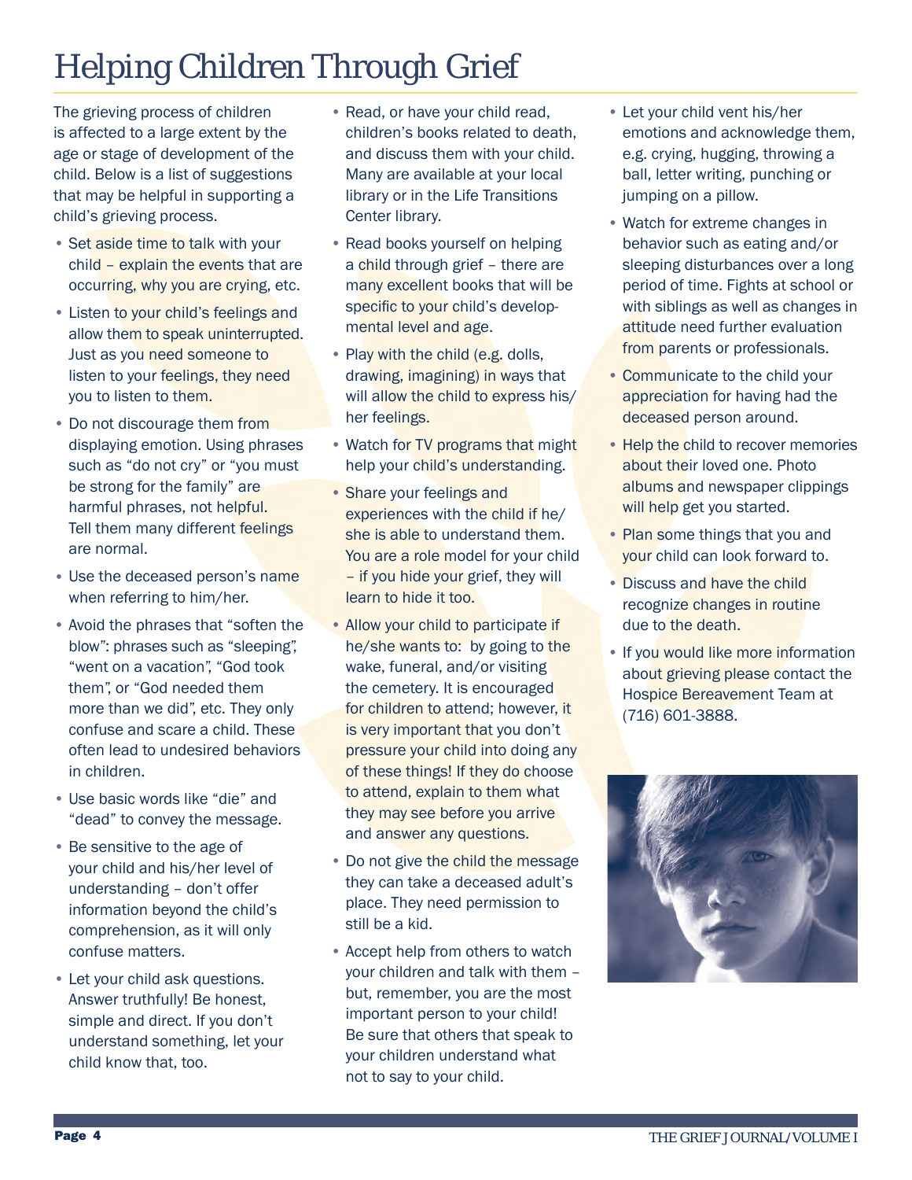# Helping Children Through Grief

The grieving process of children is affected to a large extent by the age or stage of development of the child. Below is a list of suggestions that may be helpful in supporting a child's grieving process.

- Set aside time to talk with your child – explain the events that are occurring, why you are crying, etc.
- Listen to your child's feelings and allow them to speak uninterrupted. Just as you need someone to listen to your feelings, they need you to listen to them.
- Do not discourage them from displaying emotion. Using phrases such as "do not cry" or "you must be strong for the family" are harmful phrases, not helpful. Tell them many different feelings are normal.
- Use the deceased person's name when referring to him/her.
- Avoid the phrases that "soften the blow": phrases such as "sleeping", "went on a vacation", "God took them", or "God needed them more than we did", etc. They only confuse and scare a child. These often lead to undesired behaviors in children.
- Use basic words like "die" and "dead" to convey the message.
- Be sensitive to the age of your child and his/her level of understanding – don't offer information beyond the child's comprehension, as it will only confuse matters.
- Let your child ask questions. Answer truthfully! Be honest, simple and direct. If you don't understand something, let your child know that, too.
- Read, or have your child read, children's books related to death, and discuss them with your child. Many are available at your local library or in the Life Transitions Center library.
- Read books yourself on helping a child through grief – there are many excellent books that will be specific to your child's developmental level and age.
- Play with the child (e.g. dolls, drawing, imagining) in ways that will allow the child to express his/her feelings.
- Watch for TV programs that might help your child's understanding.
- Share your feelings and experiences with the child if he/she is able to understand them. You are a role model for your child – if you hide your grief, they will learn to hide it too.
- Allow your child to participate if he/she wants to: by going to the wake, funeral, and/or visiting the cemetery. It is encouraged for children to attend; however, it is very important that you don't pressure your child into doing any of these things! If they do choose to attend, explain to them what they may see before you arrive and answer any questions.
- Do not give the child the message they can take a deceased adult's place. They need permission to still be a kid.
- Accept help from others to watch your children and talk with them – but, remember, you are the most important person to your child! Be sure that others that speak to your children understand what not to say to your child.
- Let your child vent his/her emotions and acknowledge them, e.g. crying, hugging, throwing a ball, letter writing, punching or jumping on a pillow.
- Watch for extreme changes in behavior such as eating and/or sleeping disturbances over a long period of time. Fights at school or with siblings as well as changes in attitude need further evaluation from parents or professionals.
- Communicate to the child your appreciation for having had the deceased person around.
- Help the child to recover memories about their loved one. Photo albums and newspaper clippings will help get you started.
- Plan some things that you and your child can look forward to.
- Discuss and have the child recognize changes in routine due to the death.
- If you would like more information about grieving please contact the Hospice Bereavement Team at (716) 601-3888.